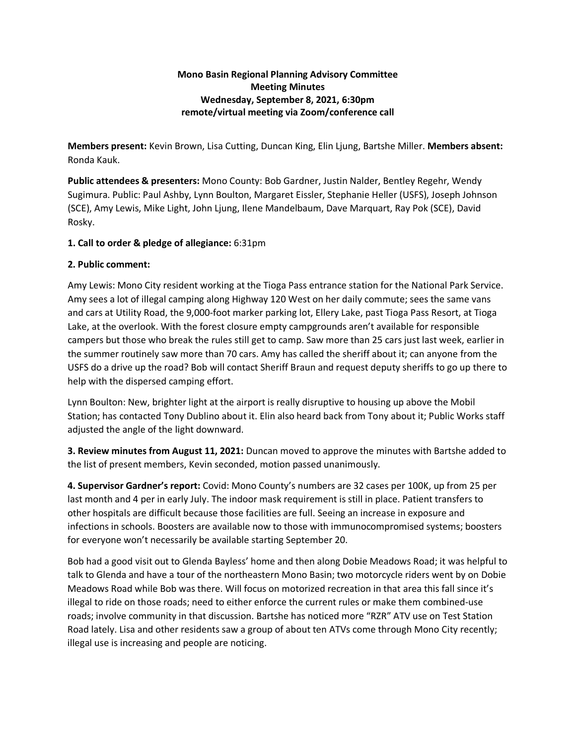**Mono Basin Regional Planning Advisory Committee**
**Meeting Minutes**
**Wednesday, September 8, 2021, 6:30pm**
**remote/virtual meeting via Zoom/conference call**

**Members present:** Kevin Brown, Lisa Cutting, Duncan King, Elin Ljung, Bartshe Miller. **Members absent:** Ronda Kauk.

**Public attendees & presenters:** Mono County: Bob Gardner, Justin Nalder, Bentley Regehr, Wendy Sugimura. Public: Paul Ashby, Lynn Boulton, Margaret Eissler, Stephanie Heller (USFS), Joseph Johnson (SCE), Amy Lewis, Mike Light, John Ljung, Ilene Mandelbaum, Dave Marquart, Ray Pok (SCE), David Rosky.

**1. Call to order & pledge of allegiance:** 6:31pm

**2. Public comment:**

Amy Lewis: Mono City resident working at the Tioga Pass entrance station for the National Park Service. Amy sees a lot of illegal camping along Highway 120 West on her daily commute; sees the same vans and cars at Utility Road, the 9,000-foot marker parking lot, Ellery Lake, past Tioga Pass Resort, at Tioga Lake, at the overlook. With the forest closure empty campgrounds aren't available for responsible campers but those who break the rules still get to camp. Saw more than 25 cars just last week, earlier in the summer routinely saw more than 70 cars. Amy has called the sheriff about it; can anyone from the USFS do a drive up the road? Bob will contact Sheriff Braun and request deputy sheriffs to go up there to help with the dispersed camping effort.

Lynn Boulton: New, brighter light at the airport is really disruptive to housing up above the Mobil Station; has contacted Tony Dublino about it. Elin also heard back from Tony about it; Public Works staff adjusted the angle of the light downward.

**3. Review minutes from August 11, 2021:** Duncan moved to approve the minutes with Bartshe added to the list of present members, Kevin seconded, motion passed unanimously.

**4. Supervisor Gardner's report:** Covid: Mono County's numbers are 32 cases per 100K, up from 25 per last month and 4 per in early July. The indoor mask requirement is still in place. Patient transfers to other hospitals are difficult because those facilities are full. Seeing an increase in exposure and infections in schools. Boosters are available now to those with immunocompromised systems; boosters for everyone won't necessarily be available starting September 20.

Bob had a good visit out to Glenda Bayless' home and then along Dobie Meadows Road; it was helpful to talk to Glenda and have a tour of the northeastern Mono Basin; two motorcycle riders went by on Dobie Meadows Road while Bob was there. Will focus on motorized recreation in that area this fall since it's illegal to ride on those roads; need to either enforce the current rules or make them combined-use roads; involve community in that discussion. Bartshe has noticed more "RZR" ATV use on Test Station Road lately. Lisa and other residents saw a group of about ten ATVs come through Mono City recently; illegal use is increasing and people are noticing.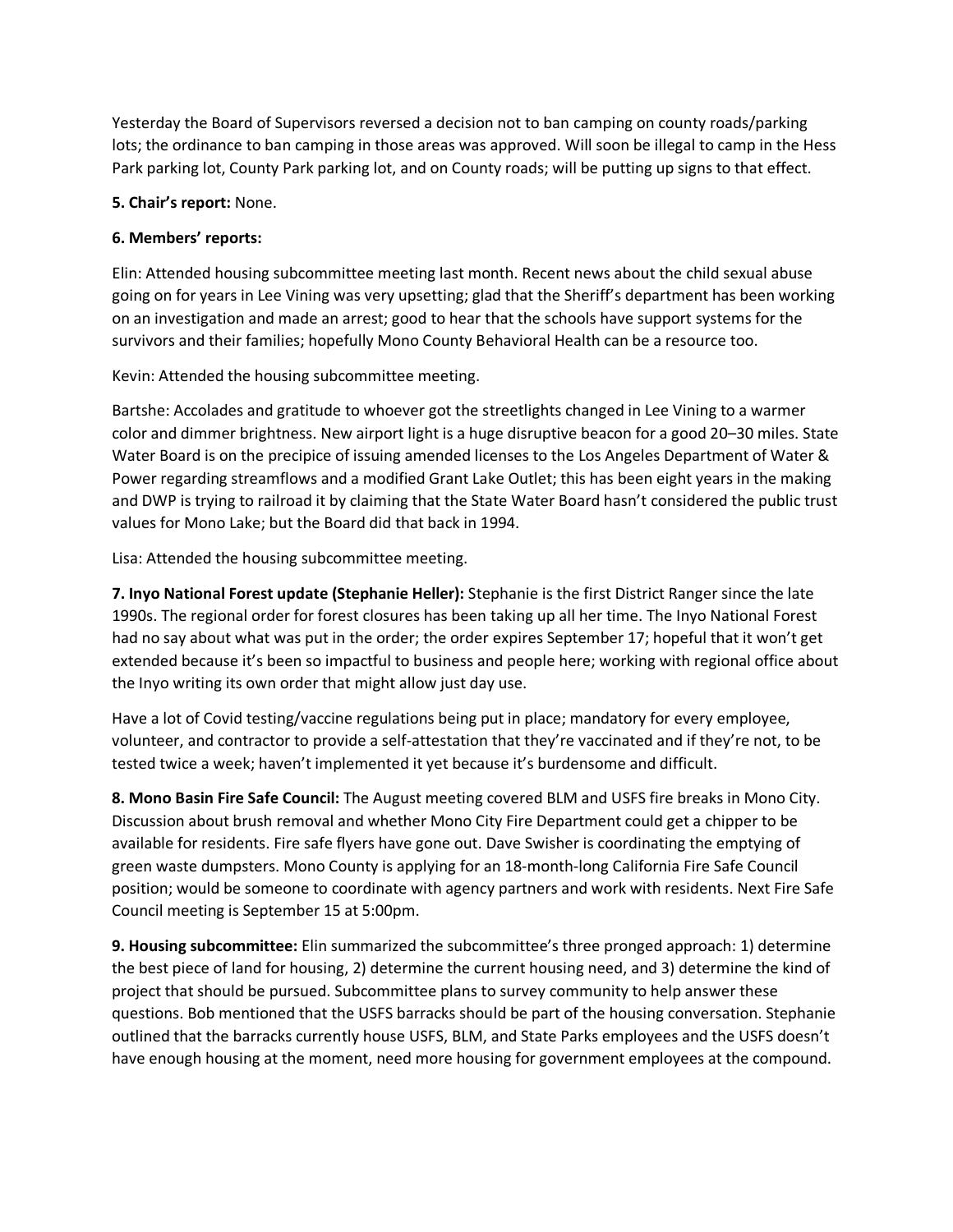Yesterday the Board of Supervisors reversed a decision not to ban camping on county roads/parking lots; the ordinance to ban camping in those areas was approved. Will soon be illegal to camp in the Hess Park parking lot, County Park parking lot, and on County roads; will be putting up signs to that effect.

**5. Chair's report:** None.

**6. Members' reports:**

Elin: Attended housing subcommittee meeting last month. Recent news about the child sexual abuse going on for years in Lee Vining was very upsetting; glad that the Sheriff's department has been working on an investigation and made an arrest; good to hear that the schools have support systems for the survivors and their families; hopefully Mono County Behavioral Health can be a resource too.

Kevin: Attended the housing subcommittee meeting.

Bartshe: Accolades and gratitude to whoever got the streetlights changed in Lee Vining to a warmer color and dimmer brightness. New airport light is a huge disruptive beacon for a good 20–30 miles. State Water Board is on the precipice of issuing amended licenses to the Los Angeles Department of Water & Power regarding streamflows and a modified Grant Lake Outlet; this has been eight years in the making and DWP is trying to railroad it by claiming that the State Water Board hasn't considered the public trust values for Mono Lake; but the Board did that back in 1994.

Lisa: Attended the housing subcommittee meeting.

**7. Inyo National Forest update (Stephanie Heller):** Stephanie is the first District Ranger since the late 1990s. The regional order for forest closures has been taking up all her time. The Inyo National Forest had no say about what was put in the order; the order expires September 17; hopeful that it won't get extended because it's been so impactful to business and people here; working with regional office about the Inyo writing its own order that might allow just day use.

Have a lot of Covid testing/vaccine regulations being put in place; mandatory for every employee, volunteer, and contractor to provide a self-attestation that they're vaccinated and if they're not, to be tested twice a week; haven't implemented it yet because it's burdensome and difficult.

**8. Mono Basin Fire Safe Council:** The August meeting covered BLM and USFS fire breaks in Mono City. Discussion about brush removal and whether Mono City Fire Department could get a chipper to be available for residents. Fire safe flyers have gone out. Dave Swisher is coordinating the emptying of green waste dumpsters. Mono County is applying for an 18-month-long California Fire Safe Council position; would be someone to coordinate with agency partners and work with residents. Next Fire Safe Council meeting is September 15 at 5:00pm.

**9. Housing subcommittee:** Elin summarized the subcommittee's three pronged approach: 1) determine the best piece of land for housing, 2) determine the current housing need, and 3) determine the kind of project that should be pursued. Subcommittee plans to survey community to help answer these questions. Bob mentioned that the USFS barracks should be part of the housing conversation. Stephanie outlined that the barracks currently house USFS, BLM, and State Parks employees and the USFS doesn't have enough housing at the moment, need more housing for government employees at the compound.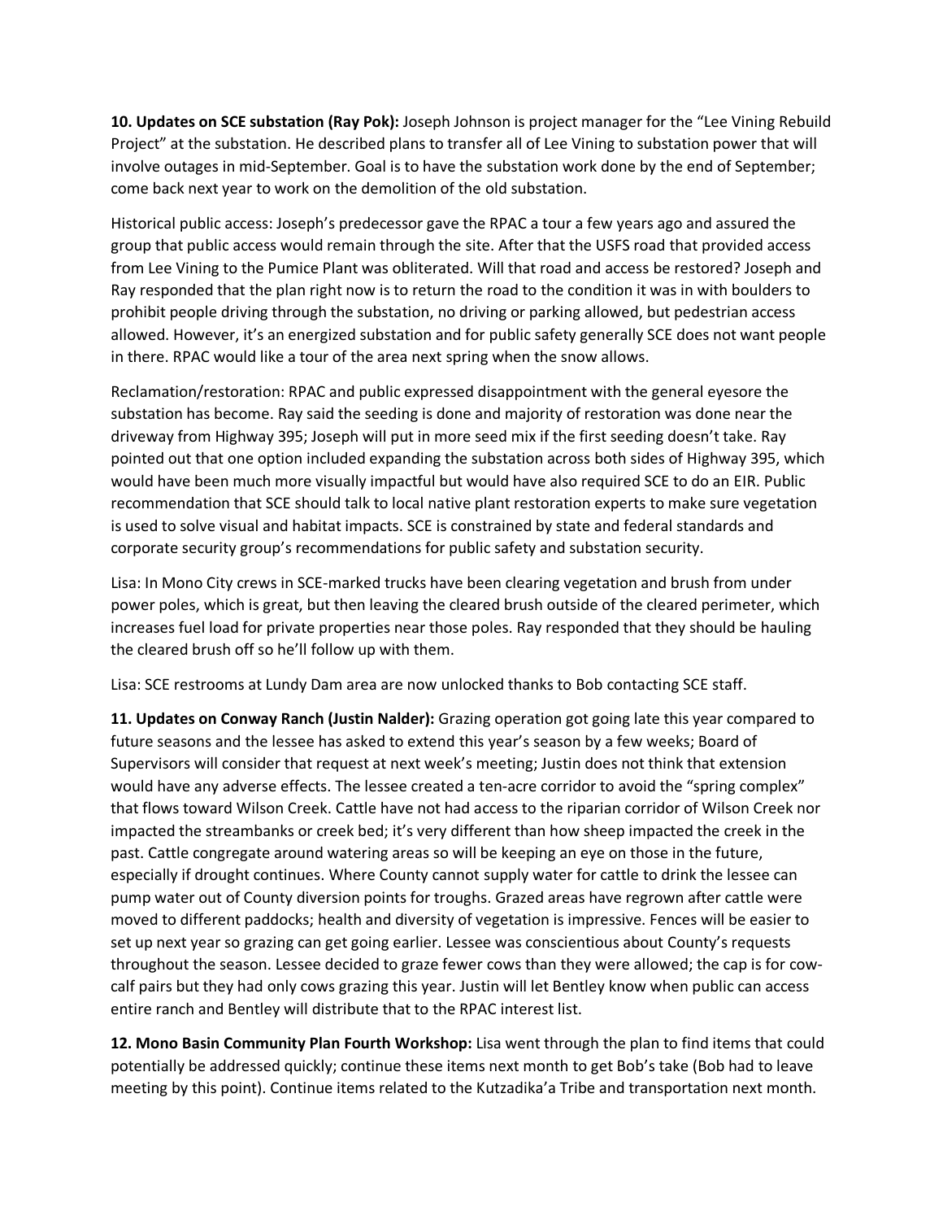**10. Updates on SCE substation (Ray Pok):** Joseph Johnson is project manager for the "Lee Vining Rebuild Project" at the substation. He described plans to transfer all of Lee Vining to substation power that will involve outages in mid-September. Goal is to have the substation work done by the end of September; come back next year to work on the demolition of the old substation.

Historical public access: Joseph's predecessor gave the RPAC a tour a few years ago and assured the group that public access would remain through the site. After that the USFS road that provided access from Lee Vining to the Pumice Plant was obliterated. Will that road and access be restored? Joseph and Ray responded that the plan right now is to return the road to the condition it was in with boulders to prohibit people driving through the substation, no driving or parking allowed, but pedestrian access allowed. However, it's an energized substation and for public safety generally SCE does not want people in there. RPAC would like a tour of the area next spring when the snow allows.

Reclamation/restoration: RPAC and public expressed disappointment with the general eyesore the substation has become. Ray said the seeding is done and majority of restoration was done near the driveway from Highway 395; Joseph will put in more seed mix if the first seeding doesn't take. Ray pointed out that one option included expanding the substation across both sides of Highway 395, which would have been much more visually impactful but would have also required SCE to do an EIR. Public recommendation that SCE should talk to local native plant restoration experts to make sure vegetation is used to solve visual and habitat impacts. SCE is constrained by state and federal standards and corporate security group's recommendations for public safety and substation security.

Lisa: In Mono City crews in SCE-marked trucks have been clearing vegetation and brush from under power poles, which is great, but then leaving the cleared brush outside of the cleared perimeter, which increases fuel load for private properties near those poles. Ray responded that they should be hauling the cleared brush off so he'll follow up with them.

Lisa: SCE restrooms at Lundy Dam area are now unlocked thanks to Bob contacting SCE staff.

**11. Updates on Conway Ranch (Justin Nalder):** Grazing operation got going late this year compared to future seasons and the lessee has asked to extend this year's season by a few weeks; Board of Supervisors will consider that request at next week's meeting; Justin does not think that extension would have any adverse effects. The lessee created a ten-acre corridor to avoid the "spring complex" that flows toward Wilson Creek. Cattle have not had access to the riparian corridor of Wilson Creek nor impacted the streambanks or creek bed; it's very different than how sheep impacted the creek in the past. Cattle congregate around watering areas so will be keeping an eye on those in the future, especially if drought continues. Where County cannot supply water for cattle to drink the lessee can pump water out of County diversion points for troughs. Grazed areas have regrown after cattle were moved to different paddocks; health and diversity of vegetation is impressive. Fences will be easier to set up next year so grazing can get going earlier. Lessee was conscientious about County's requests throughout the season. Lessee decided to graze fewer cows than they were allowed; the cap is for cow-calf pairs but they had only cows grazing this year. Justin will let Bentley know when public can access entire ranch and Bentley will distribute that to the RPAC interest list.

**12. Mono Basin Community Plan Fourth Workshop:** Lisa went through the plan to find items that could potentially be addressed quickly; continue these items next month to get Bob's take (Bob had to leave meeting by this point). Continue items related to the Kutzadika'a Tribe and transportation next month.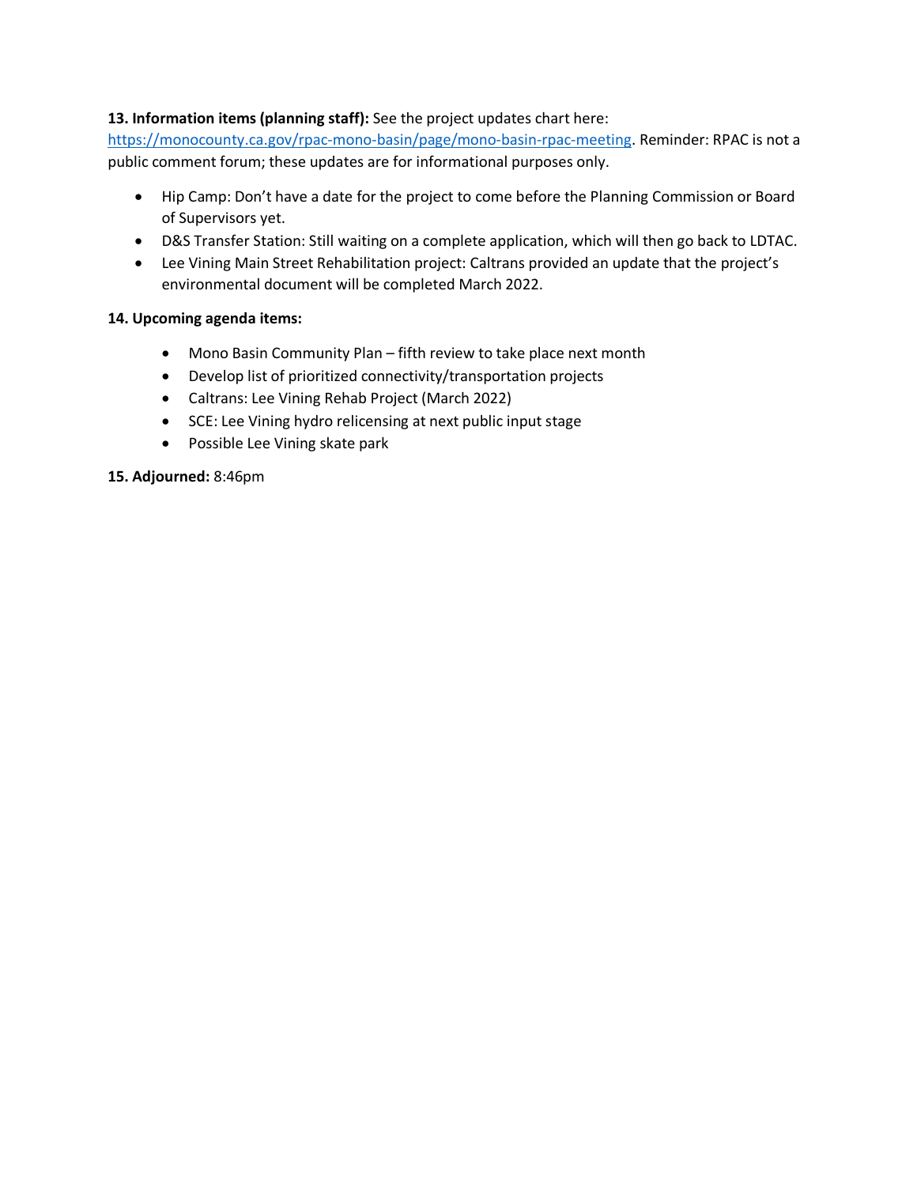**13. Information items (planning staff):** See the project updates chart here: [https://monocounty.ca.gov/rpac-mono-basin/page/mono-basin-rpac-meeting](https://monocounty.ca.gov/rpac-mono-basin/page/mono-basin-rpac-meeting). Reminder: RPAC is not a public comment forum; these updates are for informational purposes only.

- Hip Camp: Don't have a date for the project to come before the Planning Commission or Board of Supervisors yet.
- D&S Transfer Station: Still waiting on a complete application, which will then go back to LDTAC.
- Lee Vining Main Street Rehabilitation project: Caltrans provided an update that the project's environmental document will be completed March 2022.

**14. Upcoming agenda items:**

- Mono Basin Community Plan – fifth review to take place next month
- Develop list of prioritized connectivity/transportation projects
- Caltrans: Lee Vining Rehab Project (March 2022)
- SCE: Lee Vining hydro relicensing at next public input stage
- Possible Lee Vining skate park

**15. Adjourned:** 8:46pm